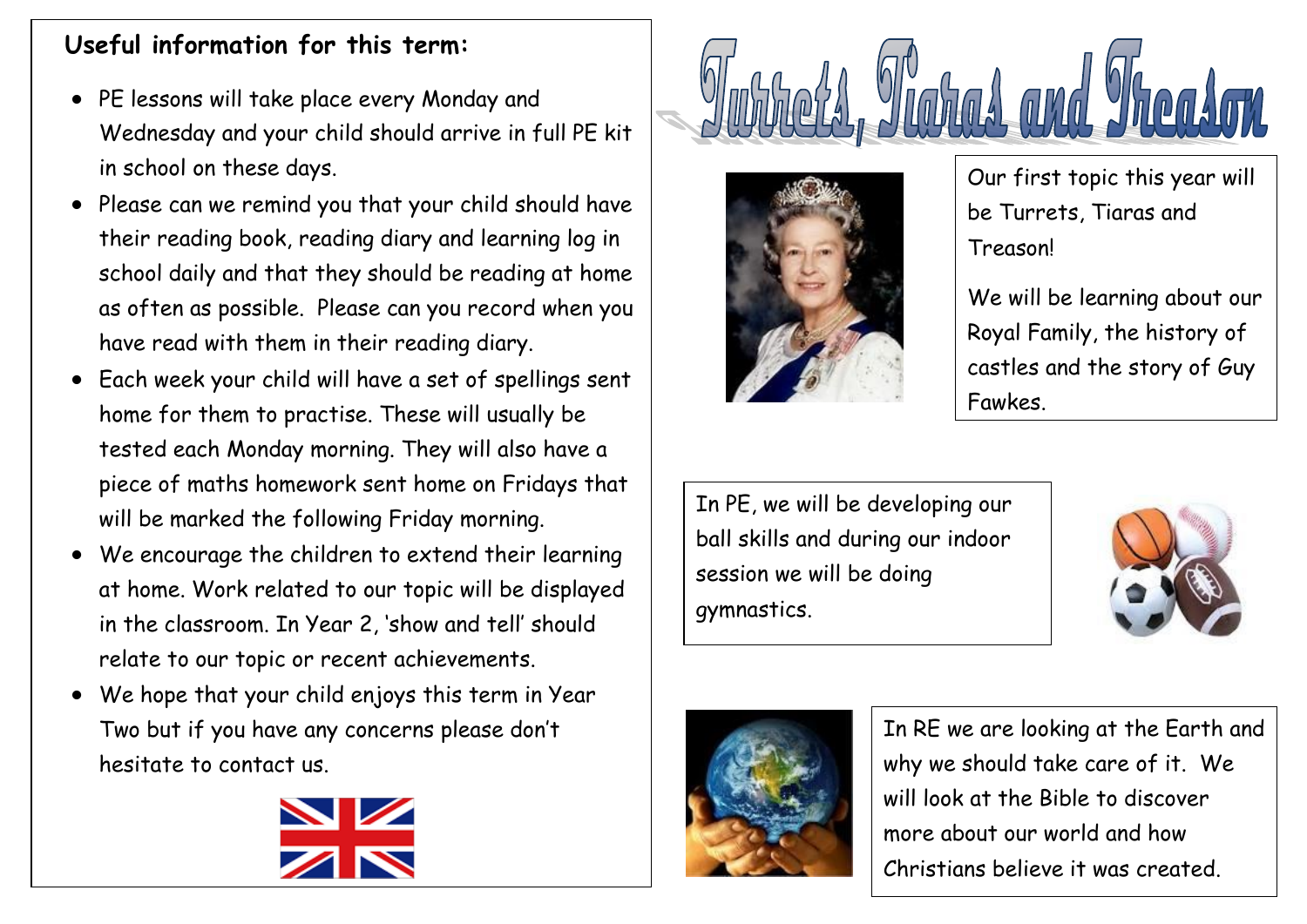## Useful information for this term:

- PE lessons will take place every Monday and Wednesday and your child should arrive in full PE kit in school on these days.
- Please can we remind you that your child should have their reading book, reading diary and learning log in school daily and that they should be reading at home as often as possible. Please can you record when you have read with them in their reading diary.
- Each week your child will have a set of spellings sent home for them to practise. These will usually be tested each Monday morning. They will also have a piece of maths homework sent home on Fridays that will be marked the following Friday morning.
- We encourage the children to extend their learning at home. Work related to our topic will be displayed in the classroom. In Year 2, 'show and tell' should relate to our topic or recent achievements.
- We hope that your child enjoys this term in Year Two but if you have any concerns please don't hesitate to contact us.

# Turrets, Tiaras and Treason

Our first topic this year will be Turrets, Tiaras and Treason!

We will be learning about our Royal Family, the history of castles and the story of Guy Fawkes.

In PE, we will be developing our ball skills and during our indoor session we will be doing gymnastics.

In RE we are looking at the Earth and why we should take care of it. We will look at the Bible to discover more about our world and how Christians believe it was created.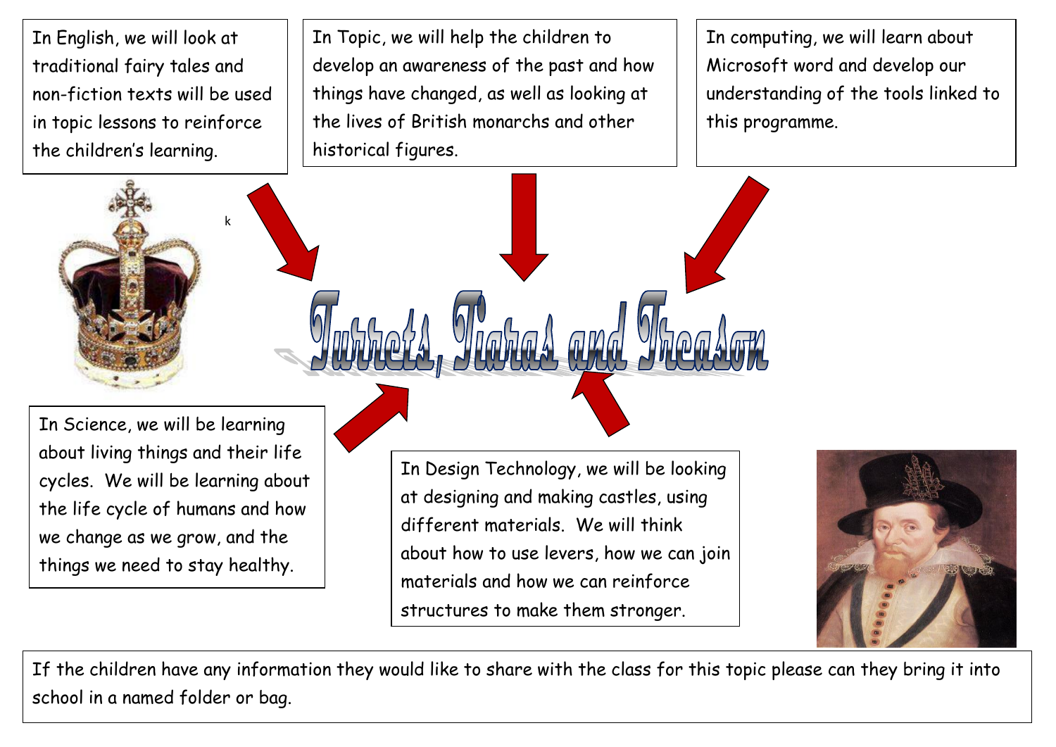In English, we will look at traditional fairy tales and non-fiction texts will be used in topic lessons to reinforce the children's learning.

In Topic, we will help the children to develop an awareness of the past and how things have changed, as well as looking at the lives of British monarchs and other historical figures.

In computing, we will learn about Microsoft word and develop our understanding of the tools linked to this programme.

k

# Turrets, Tiaras and Treason

In Science, we will be learning about living things and their life cycles. We will be learning about the life cycle of humans and how we change as we grow, and the things we need to stay healthy.

In Design Technology, we will be looking at designing and making castles, using different materials. We will think about how to use levers, how we can join materials and how we can reinforce structures to make them stronger.

If the children have any information they would like to share with the class for this topic please can they bring it into school in a named folder or bag.